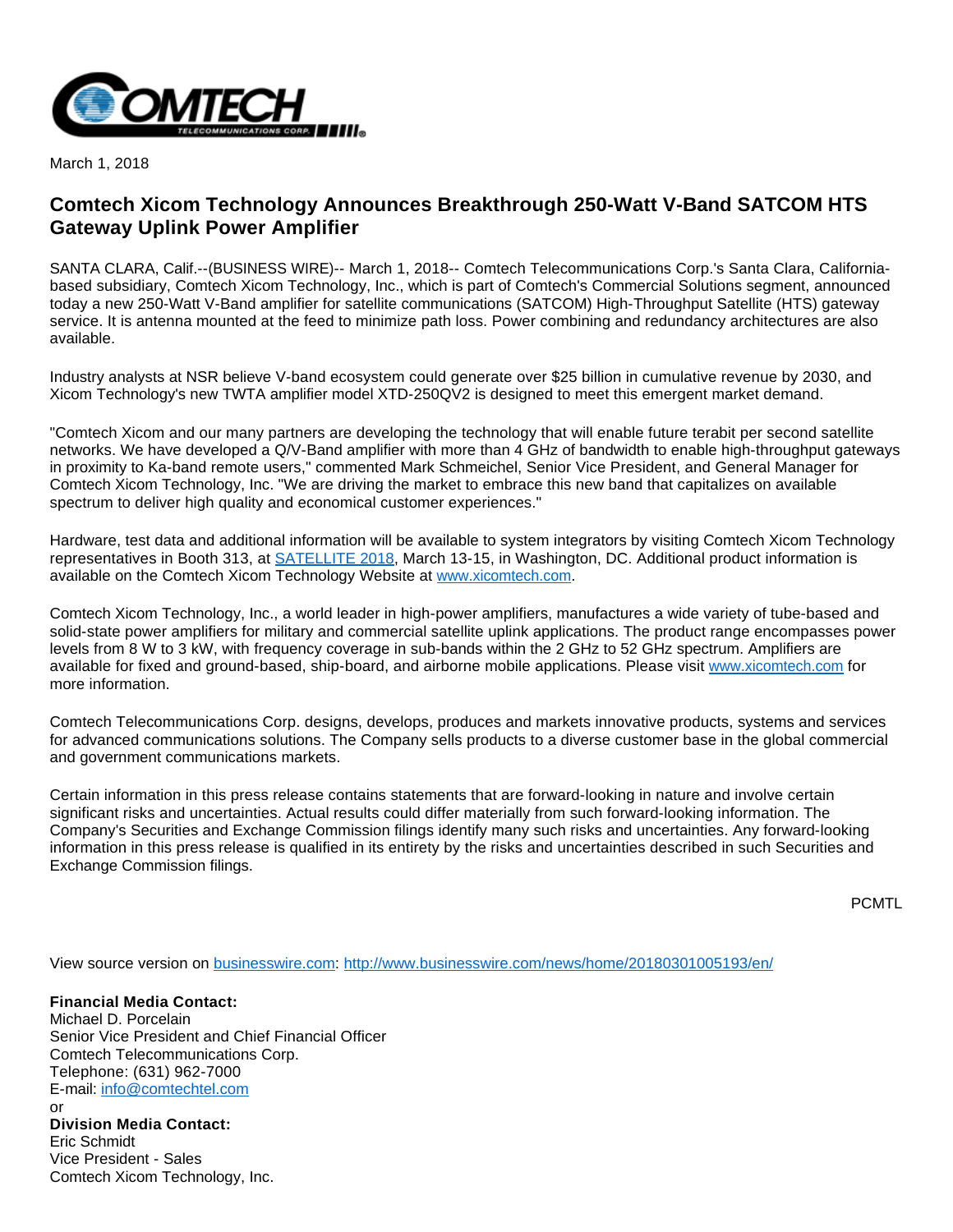March 1, 2018

# Comtech Xicom Technology Announces Breakthrough 250-Watt V-Band SATCOM HTS Gateway Uplink Power Amplifier

SANTA CLARA, Calif.--(BUSINESS WIRE)-- March 1, 2018-- Comtech Telecommunications Corp.'s Santa Clara, California-based subsidiary, Comtech Xicom Technology, Inc., which is part of Comtech's Commercial Solutions segment, announced today a new 250-Watt V-Band amplifier for satellite communications (SATCOM) High-Throughput Satellite (HTS) gateway service. It is antenna mounted at the feed to minimize path loss. Power combining and redundancy architectures are also available.

Industry analysts at NSR believe V-band ecosystem could generate over $25 billion in cumulative revenue by 2030, and Xicom Technology's new TWTA amplifier model XTD-250QV2 is designed to meet this emergent market demand.

"Comtech Xicom and our many partners are developing the technology that will enable future terabit per second satellite networks. We have developed a Q/V-Band amplifier with more than 4 GHz of bandwidth to enable high-throughput gateways in proximity to Ka-band remote users," commented Mark Schmeichel, Senior Vice President, and General Manager for Comtech Xicom Technology, Inc. "We are driving the market to embrace this new band that capitalizes on available spectrum to deliver high quality and economical customer experiences."

Hardware, test data and additional information will be available to system integrators by visiting Comtech Xicom Technology representatives in Booth 313, at SATELLITE 2018, March 13-15, in Washington, DC. Additional product information is available on the Comtech Xicom Technology Website at www.xicomtech.com.

Comtech Xicom Technology, Inc., a world leader in high-power amplifiers, manufactures a wide variety of tube-based and solid-state power amplifiers for military and commercial satellite uplink applications. The product range encompasses power levels from 8 W to 3 kW, with frequency coverage in sub-bands within the 2 GHz to 52 GHz spectrum. Amplifiers are available for fixed and ground-based, ship-board, and airborne mobile applications. Please visit www.xicomtech.com for more information.

Comtech Telecommunications Corp. designs, develops, produces and markets innovative products, systems and services for advanced communications solutions. The Company sells products to a diverse customer base in the global commercial and government communications markets.

Certain information in this press release contains statements that are forward-looking in nature and involve certain significant risks and uncertainties. Actual results could differ materially from such forward-looking information. The Company's Securities and Exchange Commission filings identify many such risks and uncertainties. Any forward-looking information in this press release is qualified in its entirety by the risks and uncertainties described in such Securities and Exchange Commission filings.

PCMTL

View source version on businesswire.com: http://www.businesswire.com/news/home/20180301005193/en/

**Financial Media Contact:**
Michael D. Porcelain
Senior Vice President and Chief Financial Officer
Comtech Telecommunications Corp.
Telephone: (631) 962-7000
E-mail: info@comtechtel.com
or
**Division Media Contact:**
Eric Schmidt
Vice President - Sales
Comtech Xicom Technology, Inc.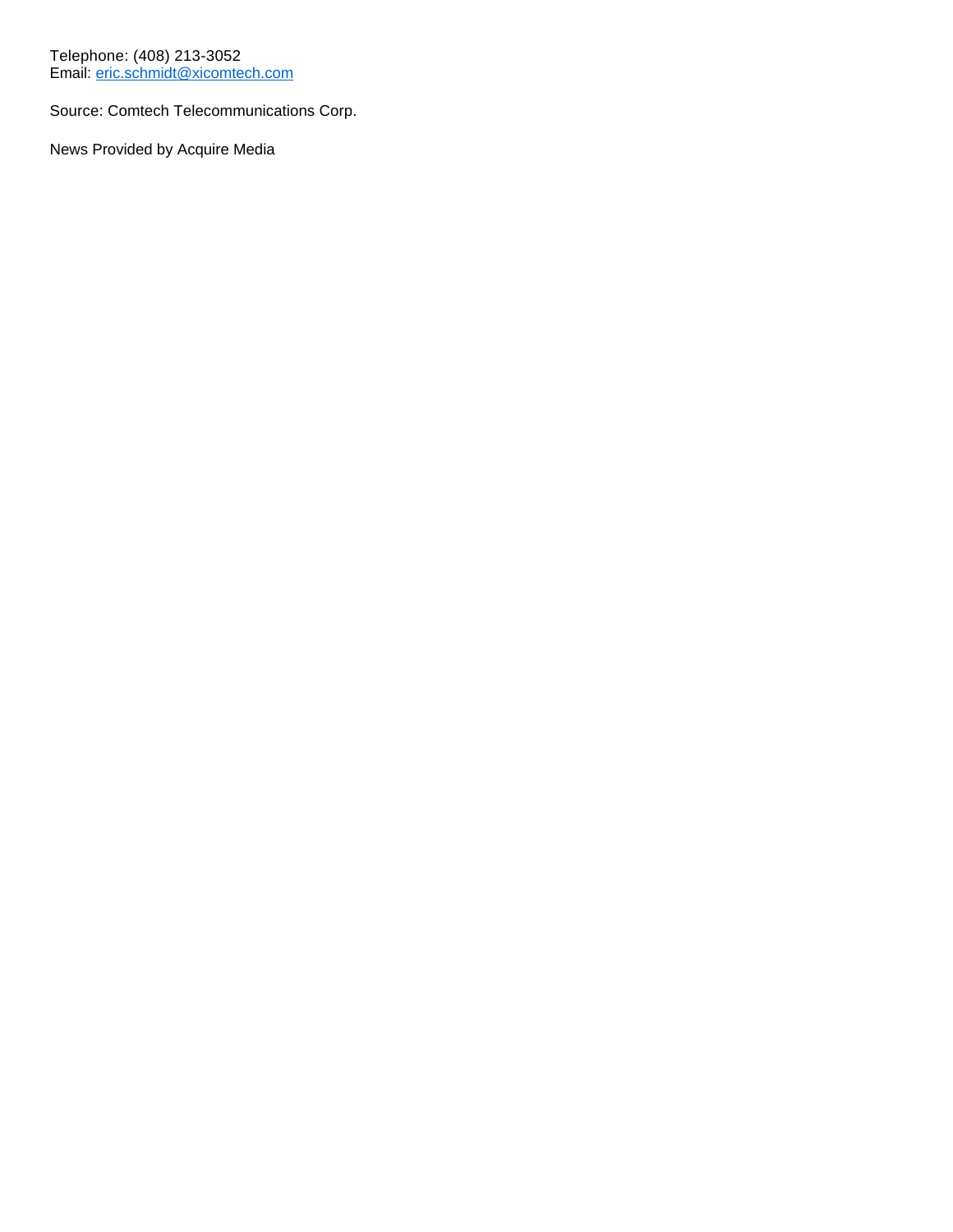Telephone: (408) 213-3052
Email: eric.schmidt@xicomtech.com

Source: Comtech Telecommunications Corp.

News Provided by Acquire Media